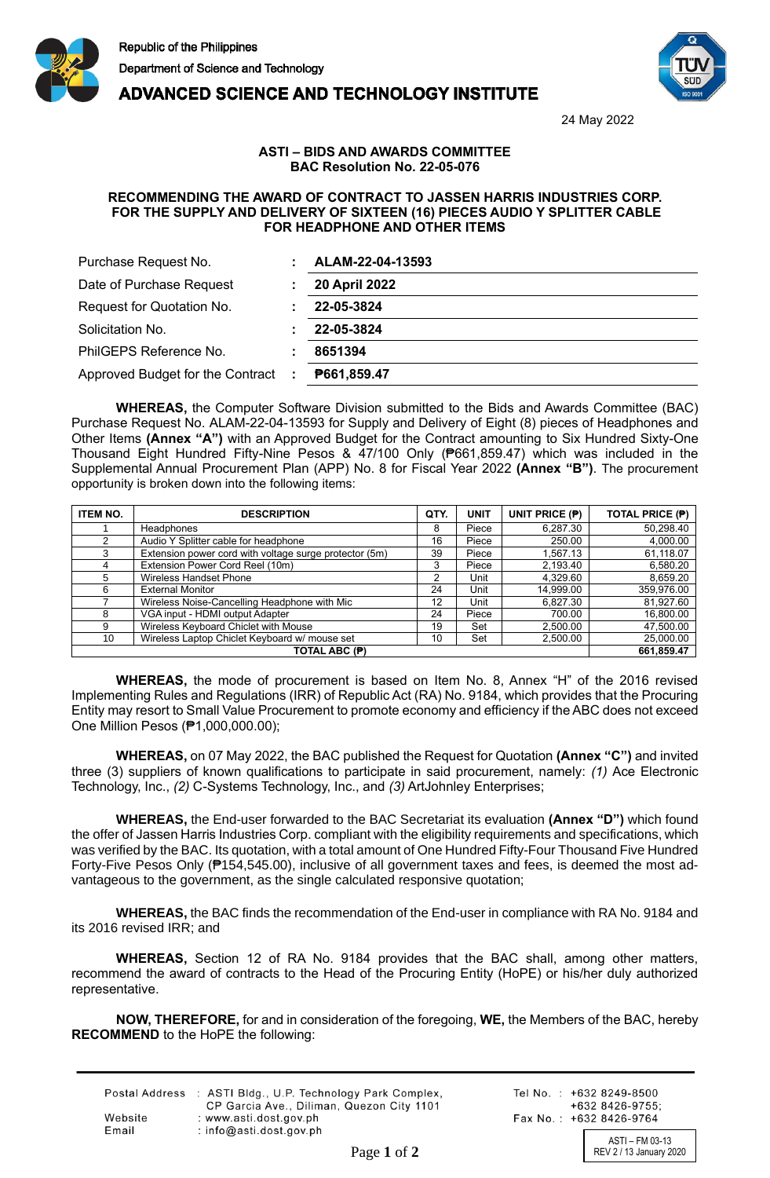Republic of the Philippines
Department of Science and Technology
**ADVANCED SCIENCE AND TECHNOLOGY INSTITUTE**

24 May 2022

**ASTI – BIDS AND AWARDS COMMITTEE**
**BAC Resolution No. 22-05-076**

**RECOMMENDING THE AWARD OF CONTRACT TO JASSEN HARRIS INDUSTRIES CORP. FOR THE SUPPLY AND DELIVERY OF SIXTEEN (16) PIECES AUDIO Y SPLITTER CABLE FOR HEADPHONE AND OTHER ITEMS**

| | | |
|---|---|---|
| Purchase Request No. | : | **ALAM-22-04-13593** |
| Date of Purchase Request | : | **20 April 2022** |
| Request for Quotation No. | : | **22-05-3824** |
| Solicitation No. | : | **22-05-3824** |
| PhilGEPS Reference No. | : | **8651394** |
| Approved Budget for the Contract | : | **₱661,859.47** |

**WHEREAS,** the Computer Software Division submitted to the Bids and Awards Committee (BAC) Purchase Request No. ALAM-22-04-13593 for Supply and Delivery of Eight (8) pieces of Headphones and Other Items **(Annex "A")** with an Approved Budget for the Contract amounting to Six Hundred Sixty-One Thousand Eight Hundred Fifty-Nine Pesos & 47/100 Only (₱661,859.47) which was included in the Supplemental Annual Procurement Plan (APP) No. 8 for Fiscal Year 2022 **(Annex "B")**. The procurement opportunity is broken down into the following items:

| ITEM NO. | DESCRIPTION | QTY. | UNIT | UNIT PRICE (₱) | TOTAL PRICE (₱) |
|---|---|---|---|---|---|
| 1 | Headphones | 8 | Piece | 6,287.30 | 50,298.40 |
| 2 | Audio Y Splitter cable for headphone | 16 | Piece | 250.00 | 4,000.00 |
| 3 | Extension power cord with voltage surge protector (5m) | 39 | Piece | 1,567.13 | 61,118.07 |
| 4 | Extension Power Cord Reel (10m) | 3 | Piece | 2,193.40 | 6,580.20 |
| 5 | Wireless Handset Phone | 2 | Unit | 4,329.60 | 8,659.20 |
| 6 | External Monitor | 24 | Unit | 14,999.00 | 359,976.00 |
| 7 | Wireless Noise-Cancelling Headphone with Mic | 12 | Unit | 6,827.30 | 81,927.60 |
| 8 | VGA input - HDMI output Adapter | 24 | Piece | 700.00 | 16,800.00 |
| 9 | Wireless Keyboard Chiclet with Mouse | 19 | Set | 2,500.00 | 47,500.00 |
| 10 | Wireless Laptop Chiclet Keyboard w/ mouse set | 10 | Set | 2,500.00 | 25,000.00 |
| **TOTAL ABC (₱)** | | | | | **661,859.47** |

**WHEREAS,** the mode of procurement is based on Item No. 8, Annex "H" of the 2016 revised Implementing Rules and Regulations (IRR) of Republic Act (RA) No. 9184, which provides that the Procuring Entity may resort to Small Value Procurement to promote economy and efficiency if the ABC does not exceed One Million Pesos (₱1,000,000.00);

**WHEREAS,** on 07 May 2022, the BAC published the Request for Quotation **(Annex "C")** and invited three (3) suppliers of known qualifications to participate in said procurement, namely: *(1)* Ace Electronic Technology, Inc., *(2)* C-Systems Technology, Inc., and *(3)* ArtJohnley Enterprises;

**WHEREAS,** the End-user forwarded to the BAC Secretariat its evaluation **(Annex "D")** which found the offer of Jassen Harris Industries Corp. compliant with the eligibility requirements and specifications, which was verified by the BAC. Its quotation, with a total amount of One Hundred Fifty-Four Thousand Five Hundred Forty-Five Pesos Only (₱154,545.00), inclusive of all government taxes and fees, is deemed the most advantageous to the government, as the single calculated responsive quotation;

**WHEREAS,** the BAC finds the recommendation of the End-user in compliance with RA No. 9184 and its 2016 revised IRR; and

**WHEREAS,** Section 12 of RA No. 9184 provides that the BAC shall, among other matters, recommend the award of contracts to the Head of the Procuring Entity (HoPE) or his/her duly authorized representative.

**NOW, THEREFORE,** for and in consideration of the foregoing, **WE,** the Members of the BAC, hereby **RECOMMEND** to the HoPE the following:

Postal Address : ASTI Bldg., U.P. Technology Park Complex, CP Garcia Ave., Diliman, Quezon City 1101
Website : www.asti.dost.gov.ph
Email : info@asti.dost.gov.ph
Tel No. : +632 8249-8500 +632 8426-9755;
Fax No. : +632 8426-9764

ASTI – FM 03-13
REV 2 / 13 January 2020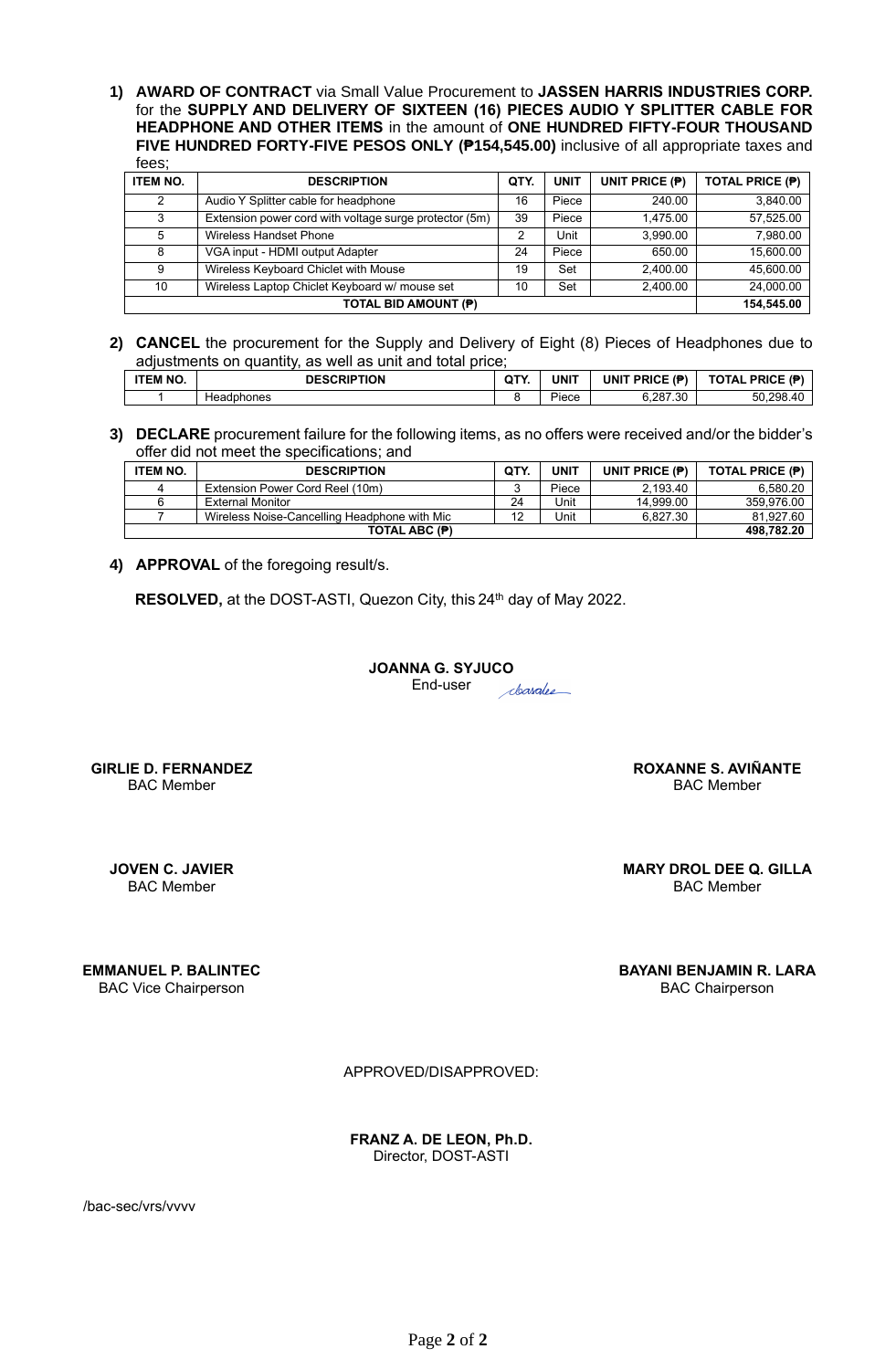1) **AWARD OF CONTRACT** via Small Value Procurement to **JASSEN HARRIS INDUSTRIES CORP.** for the **SUPPLY AND DELIVERY OF SIXTEEN (16) PIECES AUDIO Y SPLITTER CABLE FOR HEADPHONE AND OTHER ITEMS** in the amount of **ONE HUNDRED FIFTY-FOUR THOUSAND FIVE HUNDRED FORTY-FIVE PESOS ONLY (₱154,545.00)** inclusive of all appropriate taxes and fees;

| ITEM NO. | DESCRIPTION | QTY. | UNIT | UNIT PRICE (₱) | TOTAL PRICE (₱) |
|---|---|---|---|---|---|
| 2 | Audio Y Splitter cable for headphone | 16 | Piece | 240.00 | 3,840.00 |
| 3 | Extension power cord with voltage surge protector (5m) | 39 | Piece | 1,475.00 | 57,525.00 |
| 5 | Wireless Handset Phone | 2 | Unit | 3,990.00 | 7,980.00 |
| 8 | VGA input - HDMI output Adapter | 24 | Piece | 650.00 | 15,600.00 |
| 9 | Wireless Keyboard Chiclet with Mouse | 19 | Set | 2,400.00 | 45,600.00 |
| 10 | Wireless Laptop Chiclet Keyboard w/ mouse set | 10 | Set | 2,400.00 | 24,000.00 |
| **TOTAL BID AMOUNT (₱)** | | | | | **154,545.00** |

2) **CANCEL** the procurement for the Supply and Delivery of Eight (8) Pieces of Headphones due to adjustments on quantity, as well as unit and total price;

| ITEM NO. | DESCRIPTION | QTY. | UNIT | UNIT PRICE (₱) | TOTAL PRICE (₱) |
|---|---|---|---|---|---|
| 1 | Headphones | 8 | Piece | 6,287.30 | 50,298.40 |

3) **DECLARE** procurement failure for the following items, as no offers were received and/or the bidder's offer did not meet the specifications; and

| ITEM NO. | DESCRIPTION | QTY. | UNIT | UNIT PRICE (₱) | TOTAL PRICE (₱) |
|---|---|---|---|---|---|
| 4 | Extension Power Cord Reel (10m) | 3 | Piece | 2,193.40 | 6,580.20 |
| 6 | External Monitor | 24 | Unit | 14,999.00 | 359,976.00 |
| 7 | Wireless Noise-Cancelling Headphone with Mic | 12 | Unit | 6,827.30 | 81,927.60 |
| **TOTAL ABC (₱)** | | | | | **498,782.20** |

4) **APPROVAL** of the foregoing result/s.

**RESOLVED,** at the DOST-ASTI, Quezon City, this 24th day of May 2022.

**JOANNA G. SYJUCO**
End-user

**GIRLIE D. FERNANDEZ**
BAC Member

**ROXANNE S. AVIÑANTE**
BAC Member

**JOVEN C. JAVIER**
BAC Member

**MARY DROL DEE Q. GILLA**
BAC Member

**EMMANUEL P. BALINTEC**
BAC Vice Chairperson

**BAYANI BENJAMIN R. LARA**
BAC Chairperson

APPROVED/DISAPPROVED:

**FRANZ A. DE LEON, Ph.D.**
Director, DOST-ASTI

/bac-sec/vrs/vvvv